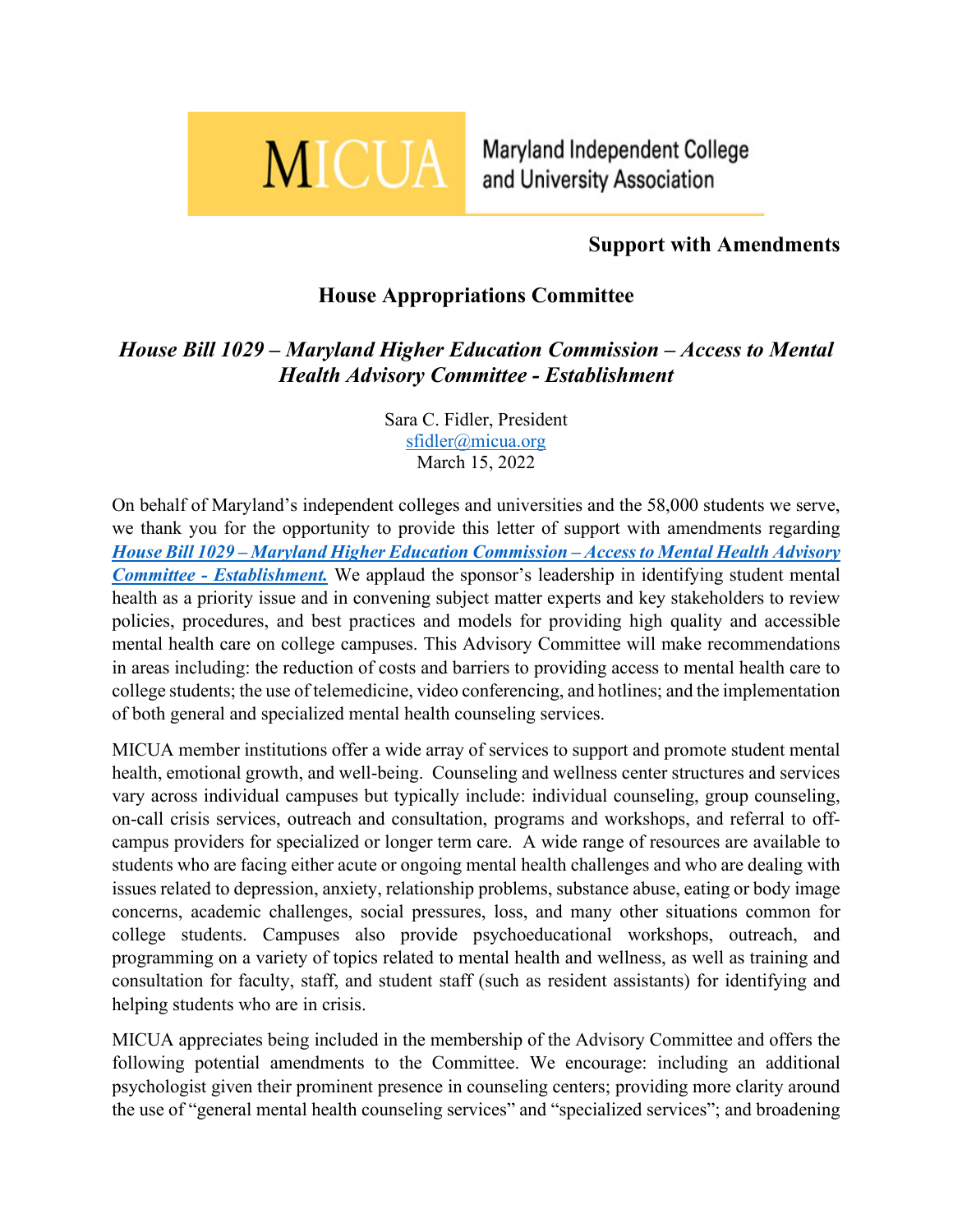MICUA Maryland Independent College and University Association

**Support with Amendments**

## House Appropriations Committee

### *House Bill 1029 – Maryland Higher Education Commission – Access to Mental Health Advisory Committee - Establishment*

Sara C. Fidler, President
sfidler@micua.org
March 15, 2022

On behalf of Maryland's independent colleges and universities and the 58,000 students we serve, we thank you for the opportunity to provide this letter of support with amendments regarding ***House Bill 1029 – Maryland Higher Education Commission – Access to Mental Health Advisory Committee - Establishment.*** We applaud the sponsor's leadership in identifying student mental health as a priority issue and in convening subject matter experts and key stakeholders to review policies, procedures, and best practices and models for providing high quality and accessible mental health care on college campuses. This Advisory Committee will make recommendations in areas including: the reduction of costs and barriers to providing access to mental health care to college students; the use of telemedicine, video conferencing, and hotlines; and the implementation of both general and specialized mental health counseling services.

MICUA member institutions offer a wide array of services to support and promote student mental health, emotional growth, and well-being. Counseling and wellness center structures and services vary across individual campuses but typically include: individual counseling, group counseling, on-call crisis services, outreach and consultation, programs and workshops, and referral to off-campus providers for specialized or longer term care. A wide range of resources are available to students who are facing either acute or ongoing mental health challenges and who are dealing with issues related to depression, anxiety, relationship problems, substance abuse, eating or body image concerns, academic challenges, social pressures, loss, and many other situations common for college students. Campuses also provide psychoeducational workshops, outreach, and programming on a variety of topics related to mental health and wellness, as well as training and consultation for faculty, staff, and student staff (such as resident assistants) for identifying and helping students who are in crisis.

MICUA appreciates being included in the membership of the Advisory Committee and offers the following potential amendments to the Committee. We encourage: including an additional psychologist given their prominent presence in counseling centers; providing more clarity around the use of "general mental health counseling services" and "specialized services"; and broadening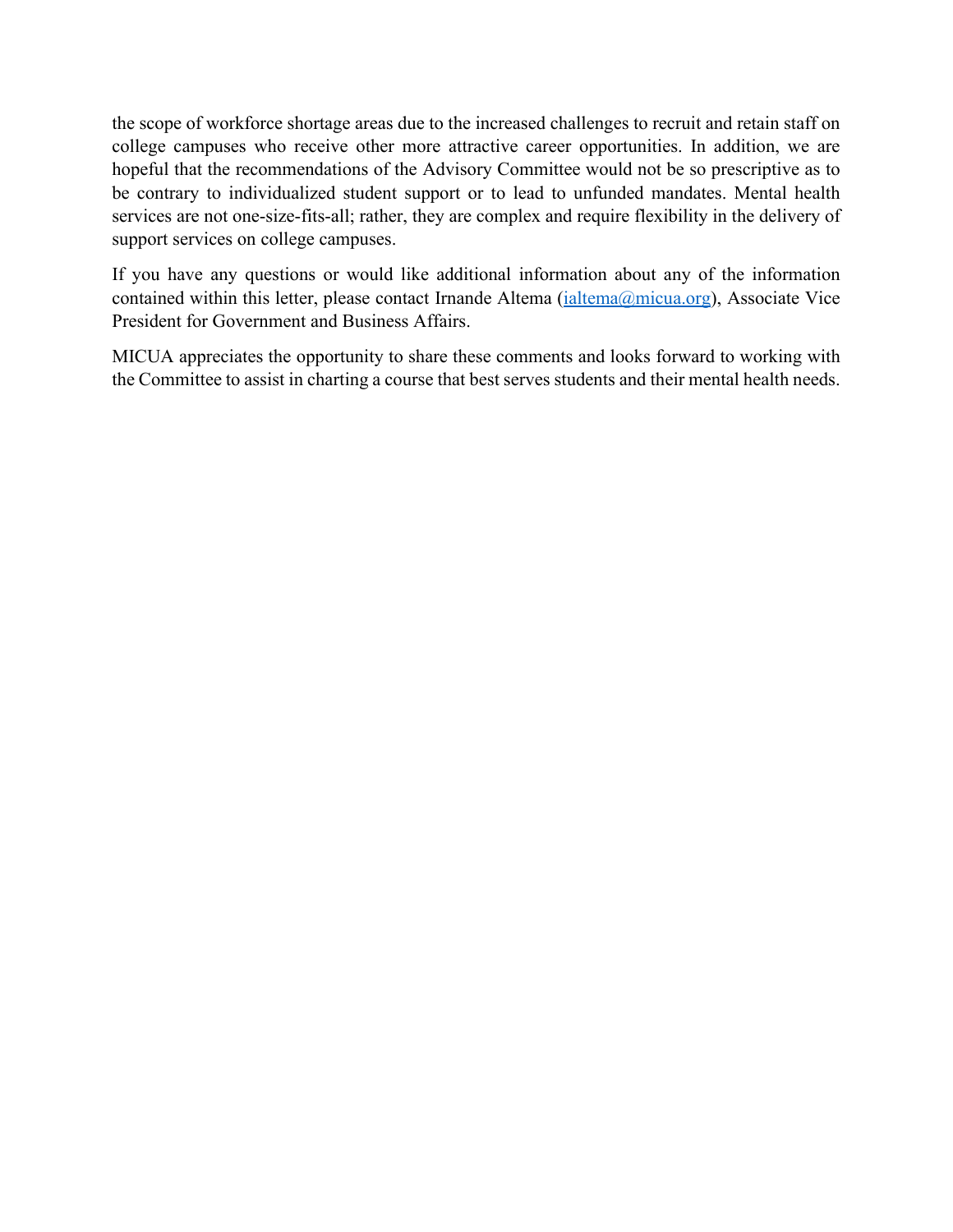the scope of workforce shortage areas due to the increased challenges to recruit and retain staff on college campuses who receive other more attractive career opportunities. In addition, we are hopeful that the recommendations of the Advisory Committee would not be so prescriptive as to be contrary to individualized student support or to lead to unfunded mandates. Mental health services are not one-size-fits-all; rather, they are complex and require flexibility in the delivery of support services on college campuses.

If you have any questions or would like additional information about any of the information contained within this letter, please contact Irnande Altema (ialtema@micua.org), Associate Vice President for Government and Business Affairs.

MICUA appreciates the opportunity to share these comments and looks forward to working with the Committee to assist in charting a course that best serves students and their mental health needs.